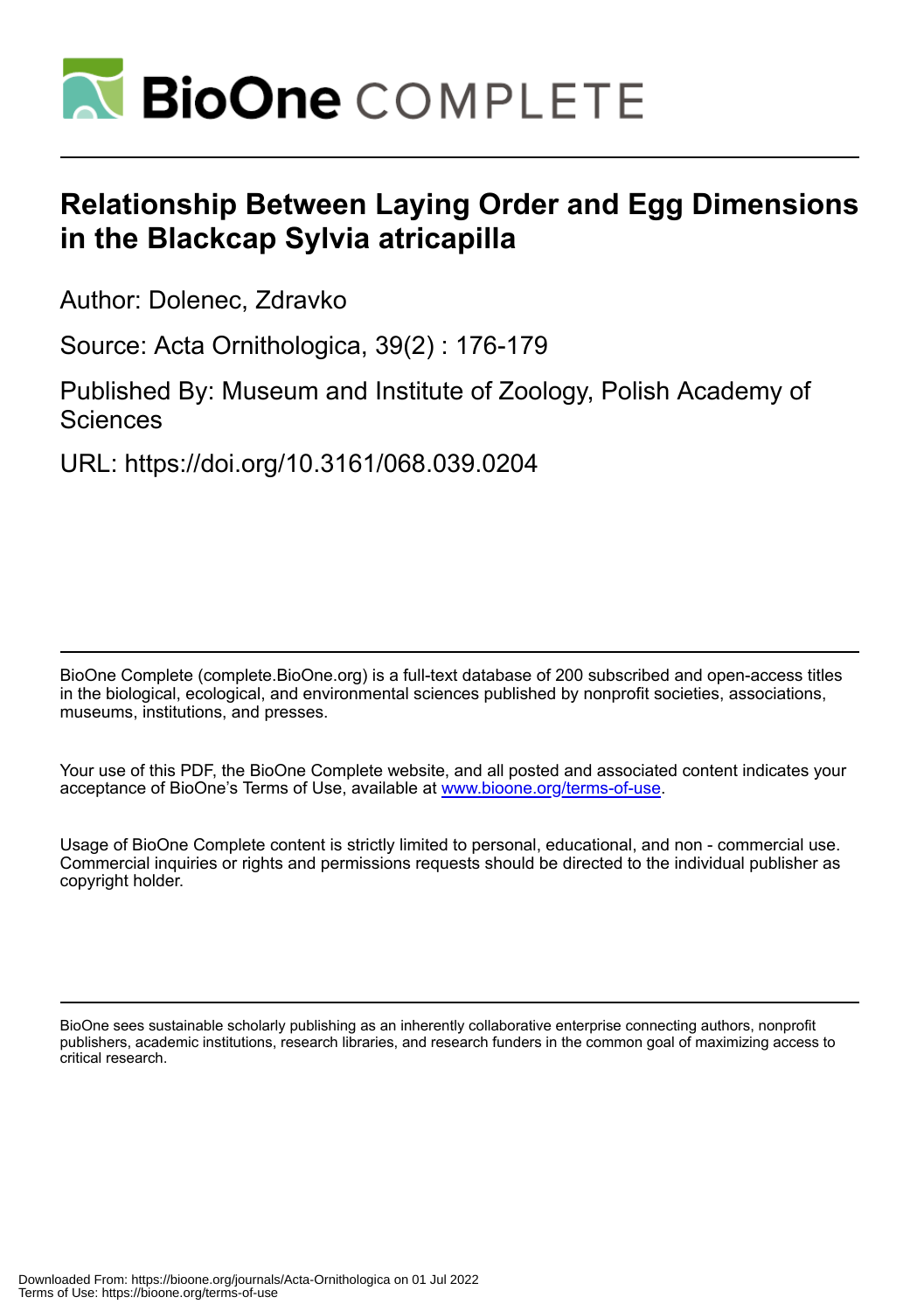# Relationship Between Laying Order and Egg Dimensions in the Blackcap Sylvia atricapilla

Author: Dolenec, Zdravko

Source: Acta Ornithologica, 39(2) : 176-179

Published By: Museum and Institute of Zoology, Polish Academy of Sciences

URL: https://doi.org/10.3161/068.039.0204

BioOne Complete (complete.BioOne.org) is a full-text database of 200 subscribed and open-access titles in the biological, ecological, and environmental sciences published by nonprofit societies, associations, museums, institutions, and presses.

Your use of this PDF, the BioOne Complete website, and all posted and associated content indicates your acceptance of BioOne's Terms of Use, available at www.bioone.org/terms-of-use.

Usage of BioOne Complete content is strictly limited to personal, educational, and non - commercial use. Commercial inquiries or rights and permissions requests should be directed to the individual publisher as copyright holder.

BioOne sees sustainable scholarly publishing as an inherently collaborative enterprise connecting authors, nonprofit publishers, academic institutions, research libraries, and research funders in the common goal of maximizing access to critical research.

Downloaded From: https://bioone.org/journals/Acta-Ornithologica on 01 Jul 2022
Terms of Use: https://bioone.org/terms-of-use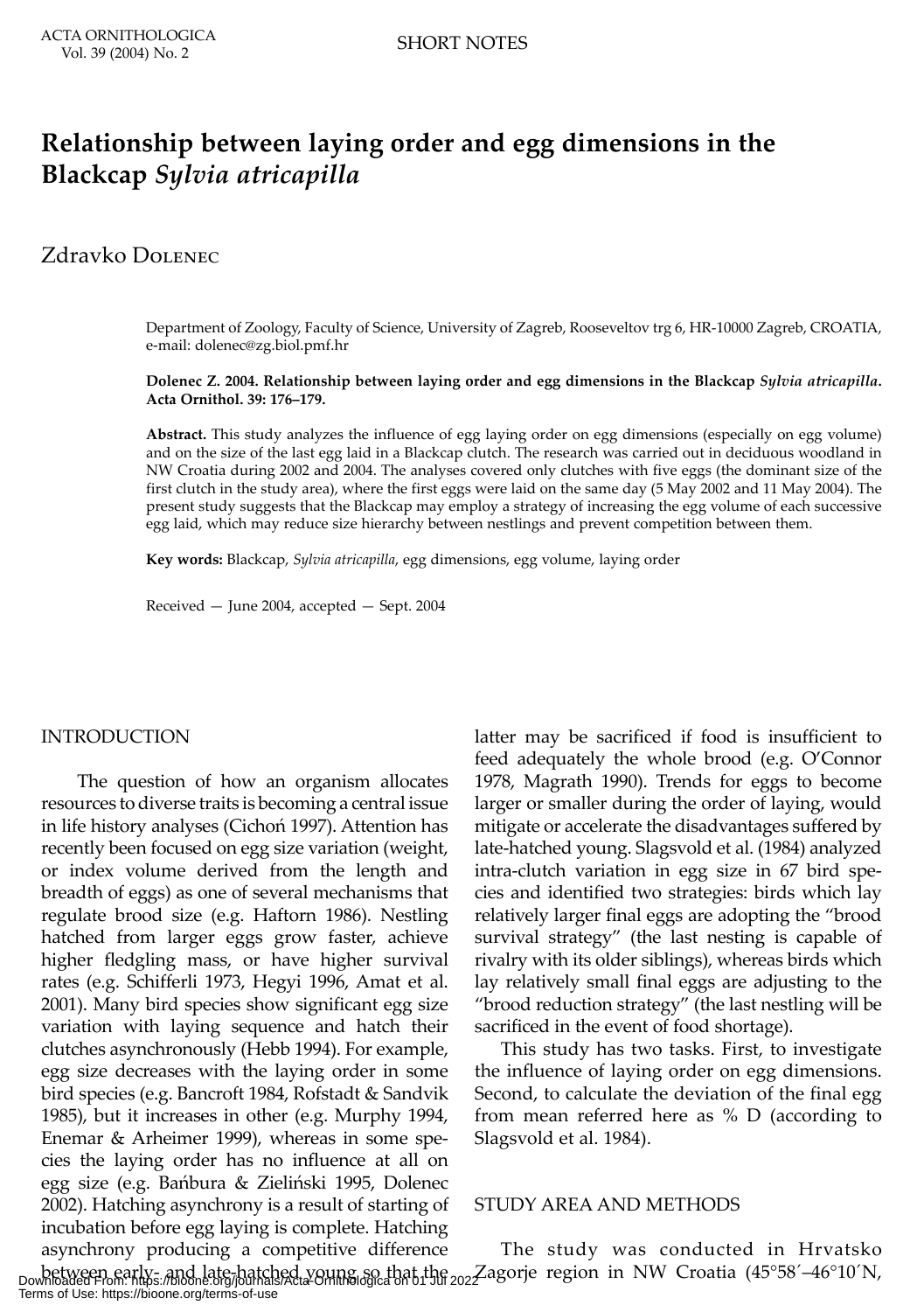# Relationship between laying order and egg dimensions in the Blackcap *Sylvia atricapilla*

Zdravko Dolenec

Department of Zoology, Faculty of Science, University of Zagreb, Rooseveltov trg 6, HR-10000 Zagreb, CROATIA, e-mail: dolenec@zg.biol.pmf.hr

**Dolenec Z. 2004. Relationship between laying order and egg dimensions in the Blackcap *Sylvia atricapilla*. Acta Ornithol. 39: 176–179.**

**Abstract.** This study analyzes the influence of egg laying order on egg dimensions (especially on egg volume) and on the size of the last egg laid in a Blackcap clutch. The research was carried out in deciduous woodland in NW Croatia during 2002 and 2004. The analyses covered only clutches with five eggs (the dominant size of the first clutch in the study area), where the first eggs were laid on the same day (5 May 2002 and 11 May 2004). The present study suggests that the Blackcap may employ a strategy of increasing the egg volume of each successive egg laid, which may reduce size hierarchy between nestlings and prevent competition between them.

**Key words:** Blackcap, *Sylvia atricapilla*, egg dimensions, egg volume, laying order

Received — June 2004, accepted — Sept. 2004

## INTRODUCTION

The question of how an organism allocates resources to diverse traits is becoming a central issue in life history analyses (Cichoń 1997). Attention has recently been focused on egg size variation (weight, or index volume derived from the length and breadth of eggs) as one of several mechanisms that regulate brood size (e.g. Haftorn 1986). Nestling hatched from larger eggs grow faster, achieve higher fledgling mass, or have higher survival rates (e.g. Schifferli 1973, Hegyi 1996, Amat et al. 2001). Many bird species show significant egg size variation with laying sequence and hatch their clutches asynchronously (Hebb 1994). For example, egg size decreases with the laying order in some bird species (e.g. Bancroft 1984, Rofstadt & Sandvik 1985), but it increases in other (e.g. Murphy 1994, Enemar & Arheimer 1999), whereas in some species the laying order has no influence at all on egg size (e.g. Bańbura & Zieliński 1995, Dolenec 2002). Hatching asynchrony is a result of starting of incubation before egg laying is complete. Hatching asynchrony producing a competitive difference between early- and late-hatched young so that the latter may be sacrificed if food is insufficient to feed adequately the whole brood (e.g. O'Connor 1978, Magrath 1990). Trends for eggs to become larger or smaller during the order of laying, would mitigate or accelerate the disadvantages suffered by late-hatched young. Slagsvold et al. (1984) analyzed intra-clutch variation in egg size in 67 bird species and identified two strategies: birds which lay relatively larger final eggs are adopting the "brood survival strategy" (the last nesting is capable of rivalry with its older siblings), whereas birds which lay relatively small final eggs are adjusting to the "brood reduction strategy" (the last nestling will be sacrificed in the event of food shortage).

This study has two tasks. First, to investigate the influence of laying order on egg dimensions. Second, to calculate the deviation of the final egg from mean referred here as % D (according to Slagsvold et al. 1984).

## STUDY AREA AND METHODS

The study was conducted in Hrvatsko Zagorje region in NW Croatia (45°58′–46°10′N,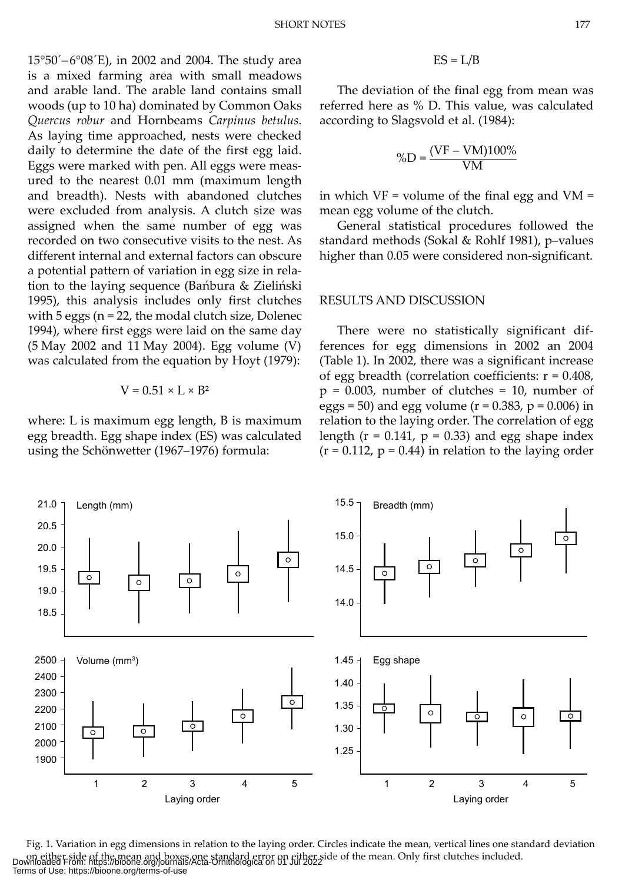15°50′–6°08′E), in 2002 and 2004. The study area is a mixed farming area with small meadows and arable land. The arable land contains small woods (up to 10 ha) dominated by Common Oaks *Quercus robur* and Hornbeams *Carpinus betulus*. As laying time approached, nests were checked daily to determine the date of the first egg laid. Eggs were marked with pen. All eggs were measured to the nearest 0.01 mm (maximum length and breadth). Nests with abandoned clutches were excluded from analysis. A clutch size was assigned when the same number of egg was recorded on two consecutive visits to the nest. As different internal and external factors can obscure a potential pattern of variation in egg size in relation to the laying sequence (Bańbura & Zieliński 1995), this analysis includes only first clutches with 5 eggs (n = 22, the modal clutch size, Dolenec 1994), where first eggs were laid on the same day (5 May 2002 and 11 May 2004). Egg volume (V) was calculated from the equation by Hoyt (1979):

$$V = 0.51 \times L \times B^2$$

where: L is maximum egg length, B is maximum egg breadth. Egg shape index (ES) was calculated using the Schönwetter (1967–1976) formula:

$$ES = L/B$$

The deviation of the final egg from mean was referred here as % D. This value, was calculated according to Slagsvold et al. (1984):

$$\%D = \frac{(VF - VM)100\%}{VM}$$

in which VF = volume of the final egg and VM = mean egg volume of the clutch.

General statistical procedures followed the standard methods (Sokal & Rohlf 1981), p–values higher than 0.05 were considered non-significant.

## RESULTS AND DISCUSSION

There were no statistically significant differences for egg dimensions in 2002 an 2004 (Table 1). In 2002, there was a significant increase of egg breadth (correlation coefficients: $r = 0.408$, $p = 0.003$, number of clutches = 10, number of eggs = 50) and egg volume ($r = 0.383$, $p = 0.006$) in relation to the laying order. The correlation of egg length ($r = 0.141$, $p = 0.33$) and egg shape index ($r = 0.112$, $p = 0.44$) in relation to the laying order

Fig. 1. Variation in egg dimensions in relation to the laying order. Circles indicate the mean, vertical lines one standard deviation on either side of the mean and boxes one standard error on either side of the mean. Only first clutches included.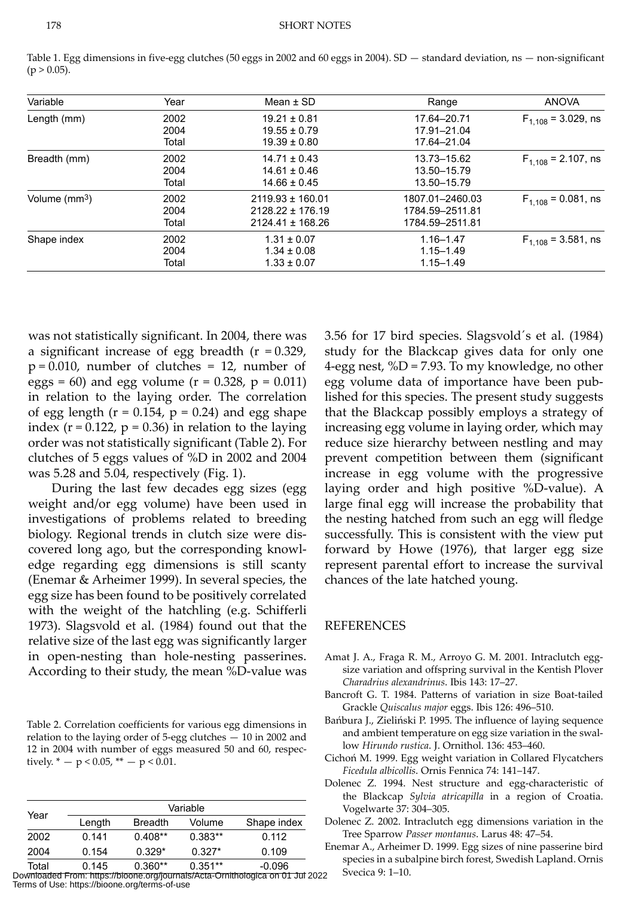Table 1. Egg dimensions in five-egg clutches (50 eggs in 2002 and 60 eggs in 2004). SD — standard deviation, ns — non-significant ($p > 0.05$).

| Variable | Year | Mean ± SD | Range | ANOVA |
|---|---|---|---|---|
| Length (mm) | 2002 | 19.21 ± 0.81 | 17.64–20.71 | $F_{1,108}$ = 3.029, ns |
| | 2004 | 19.55 ± 0.79 | 17.91–21.04 | |
| | Total | 19.39 ± 0.80 | 17.64–21.04 | |
| Breadth (mm) | 2002 | 14.71 ± 0.43 | 13.73–15.62 | $F_{1,108}$ = 2.107, ns |
| | 2004 | 14.61 ± 0.46 | 13.50–15.79 | |
| | Total | 14.66 ± 0.45 | 13.50–15.79 | |
| Volume ($mm^3$) | 2002 | 2119.93 ± 160.01 | 1807.01–2460.03 | $F_{1,108}$ = 0.081, ns |
| | 2004 | 2128.22 ± 176.19 | 1784.59–2511.81 | |
| | Total | 2124.41 ± 168.26 | 1784.59–2511.81 | |
| Shape index | 2002 | 1.31 ± 0.07 | 1.16–1.47 | $F_{1,108}$ = 3.581, ns |
| | 2004 | 1.34 ± 0.08 | 1.15–1.49 | |
| | Total | 1.33 ± 0.07 | 1.15–1.49 | |

was not statistically significant. In 2004, there was a significant increase of egg breadth ($r = 0.329$, $p = 0.010$, number of clutches = 12, number of eggs = 60) and egg volume ($r = 0.328$, $p = 0.011$) in relation to the laying order. The correlation of egg length ($r = 0.154$, $p = 0.24$) and egg shape index ($r = 0.122$, $p = 0.36$) in relation to the laying order was not statistically significant (Table 2). For clutches of 5 eggs values of %D in 2002 and 2004 was 5.28 and 5.04, respectively (Fig. 1).

During the last few decades egg sizes (egg weight and/or egg volume) have been used in investigations of problems related to breeding biology. Regional trends in clutch size were discovered long ago, but the corresponding knowledge regarding egg dimensions is still scanty (Enemar & Arheimer 1999). In several species, the egg size has been found to be positively correlated with the weight of the hatchling (e.g. Schifferli 1973). Slagsvold et al. (1984) found out that the relative size of the last egg was significantly larger in open-nesting than hole-nesting passerines. According to their study, the mean %D-value was

Table 2. Correlation coefficients for various egg dimensions in relation to the laying order of 5-egg clutches — 10 in 2002 and 12 in 2004 with number of eggs measured 50 and 60, respectively. * — $p < 0.05$, ** — $p < 0.01$.

| Year | Variable | | | |
|---|---|---|---|---|
| | Length | Breadth | Volume | Shape index |
| 2002 | 0.141 | 0.408** | 0.383** | 0.112 |
| 2004 | 0.154 | 0.329* | 0.327* | 0.109 |
| Total | 0.145 | 0.360** | 0.351** | -0.096 |

3.56 for 17 bird species. Slagsvold´s et al. (1984) study for the Blackcap gives data for only one 4-egg nest, %D = 7.93. To my knowledge, no other egg volume data of importance have been published for this species. The present study suggests that the Blackcap possibly employs a strategy of increasing egg volume in laying order, which may reduce size hierarchy between nestling and may prevent competition between them (significant increase in egg volume with the progressive laying order and high positive %D-value). A large final egg will increase the probability that the nesting hatched from such an egg will fledge successfully. This is consistent with the view put forward by Howe (1976), that larger egg size represent parental effort to increase the survival chances of the late hatched young.

## REFERENCES

- Amat J. A., Fraga R. M., Arroyo G. M. 2001. Intraclutch egg-size variation and offspring survival in the Kentish Plover *Charadrius alexandrinus*. Ibis 143: 17–27.
- Bancroft G. T. 1984. Patterns of variation in size Boat-tailed Grackle *Quiscalus major* eggs. Ibis 126: 496–510.
- Bańbura J., Zieliński P. 1995. The influence of laying sequence and ambient temperature on egg size variation in the swallow *Hirundo rustica*. J. Ornithol. 136: 453–460.
- Cichoń M. 1999. Egg weight variation in Collared Flycatchers *Ficedula albicollis*. Ornis Fennica 74: 141–147.
- Dolenec Z. 1994. Nest structure and egg-characteristic of the Blackcap *Sylvia atricapilla* in a region of Croatia. Vogelwarte 37: 304–305.
- Dolenec Z. 2002. Intraclutch egg dimensions variation in the Tree Sparrow *Passer montanus*. Larus 48: 47–54.
- Enemar A., Arheimer D. 1999. Egg sizes of nine passerine bird species in a subalpine birch forest, Swedish Lapland. Ornis Svecica 9: 1–10.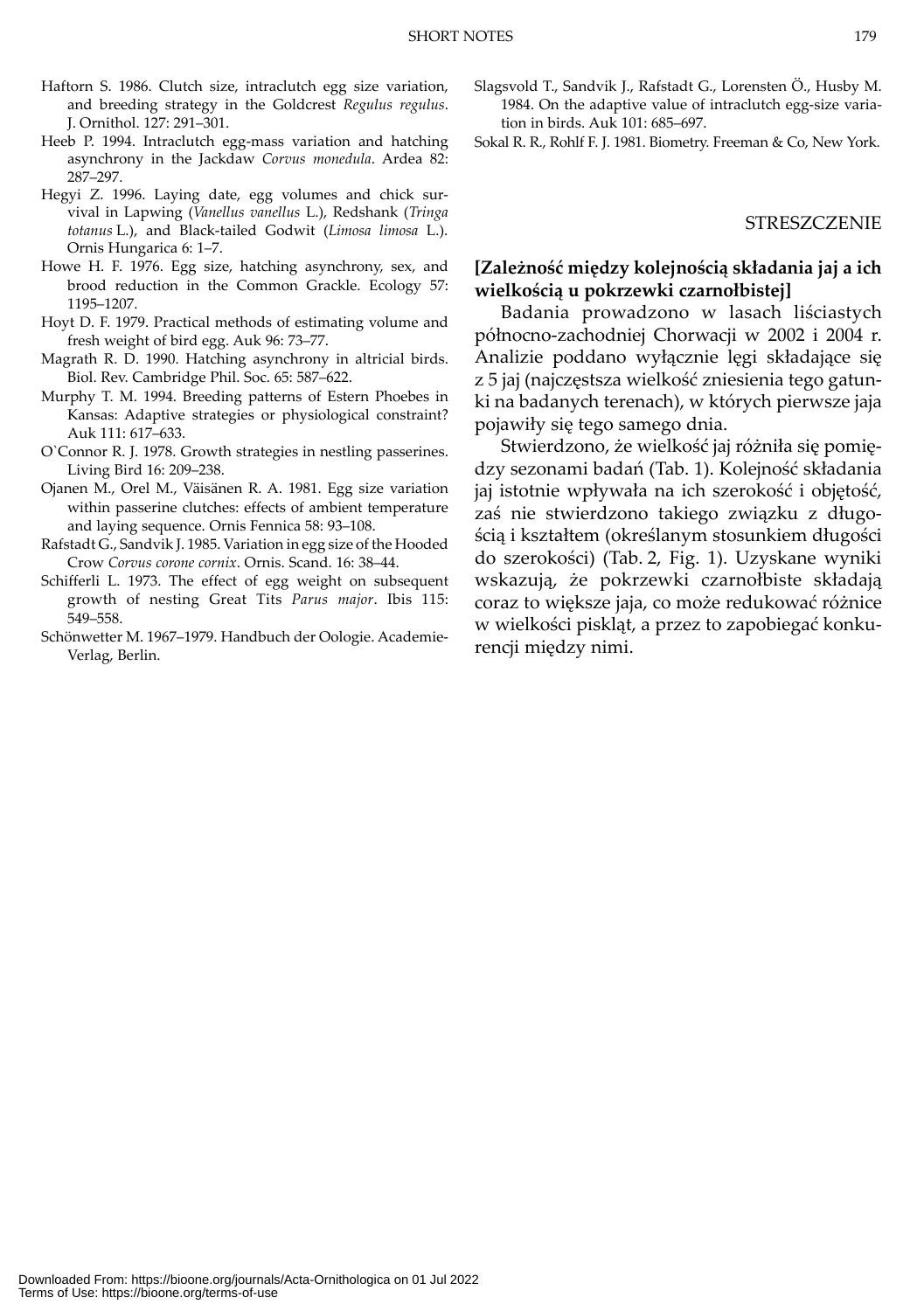Haftorn S. 1986. Clutch size, intraclutch egg size variation, and breeding strategy in the Goldcrest *Regulus regulus*. J. Ornithol. 127: 291–301.

Heeb P. 1994. Intraclutch egg-mass variation and hatching asynchrony in the Jackdaw *Corvus monedula*. Ardea 82: 287–297.

Hegyi Z. 1996. Laying date, egg volumes and chick survival in Lapwing (*Vanellus vanellus* L.), Redshank (*Tringa totanus* L.), and Black-tailed Godwit (*Limosa limosa* L.). Ornis Hungarica 6: 1–7.

Howe H. F. 1976. Egg size, hatching asynchrony, sex, and brood reduction in the Common Grackle. Ecology 57: 1195–1207.

Hoyt D. F. 1979. Practical methods of estimating volume and fresh weight of bird egg. Auk 96: 73–77.

Magrath R. D. 1990. Hatching asynchrony in altricial birds. Biol. Rev. Cambridge Phil. Soc. 65: 587–622.

Murphy T. M. 1994. Breeding patterns of Estern Phoebes in Kansas: Adaptive strategies or physiological constraint? Auk 111: 617–633.

O`Connor R. J. 1978. Growth strategies in nestling passerines. Living Bird 16: 209–238.

Ojanen M., Orel M., Väisänen R. A. 1981. Egg size variation within passerine clutches: effects of ambient temperature and laying sequence. Ornis Fennica 58: 93–108.

Rafstadt G., Sandvik J. 1985. Variation in egg size of the Hooded Crow *Corvus corone cornix*. Ornis. Scand. 16: 38–44.

Schifferli L. 1973. The effect of egg weight on subsequent growth of nesting Great Tits *Parus major*. Ibis 115: 549–558.

Schönwetter M. 1967–1979. Handbuch der Oologie. Academie-Verlag, Berlin.

Slagsvold T., Sandvik J., Rafstadt G., Lorensten Ö., Husby M. 1984. On the adaptive value of intraclutch egg-size variation in birds. Auk 101: 685–697.

Sokal R. R., Rohlf F. J. 1981. Biometry. Freeman & Co, New York.

## STRESZCZENIE

**[Zależność między kolejnością składania jaj a ich wielkością u pokrzewki czarnołbistej]**

Badania prowadzono w lasach liściastych północno-zachodniej Chorwacji w 2002 i 2004 r. Analizie poddano wyłącznie lęgi składające się z 5 jaj (najczęstsza wielkość zniesienia tego gatunki na badanych terenach), w których pierwsze jaja pojawiły się tego samego dnia.

Stwierdzono, że wielkość jaj różniła się pomiędzy sezonami badań (Tab. 1). Kolejność składania jaj istotnie wpływała na ich szerokość i objętość, zaś nie stwierdzono takiego związku z długością i kształtem (określanym stosunkiem długości do szerokości) (Tab. 2, Fig. 1). Uzyskane wyniki wskazują, że pokrzewki czarnołbiste składają coraz to większe jaja, co może redukować różnice w wielkości piskląt, a przez to zapobiegać konkurencji między nimi.